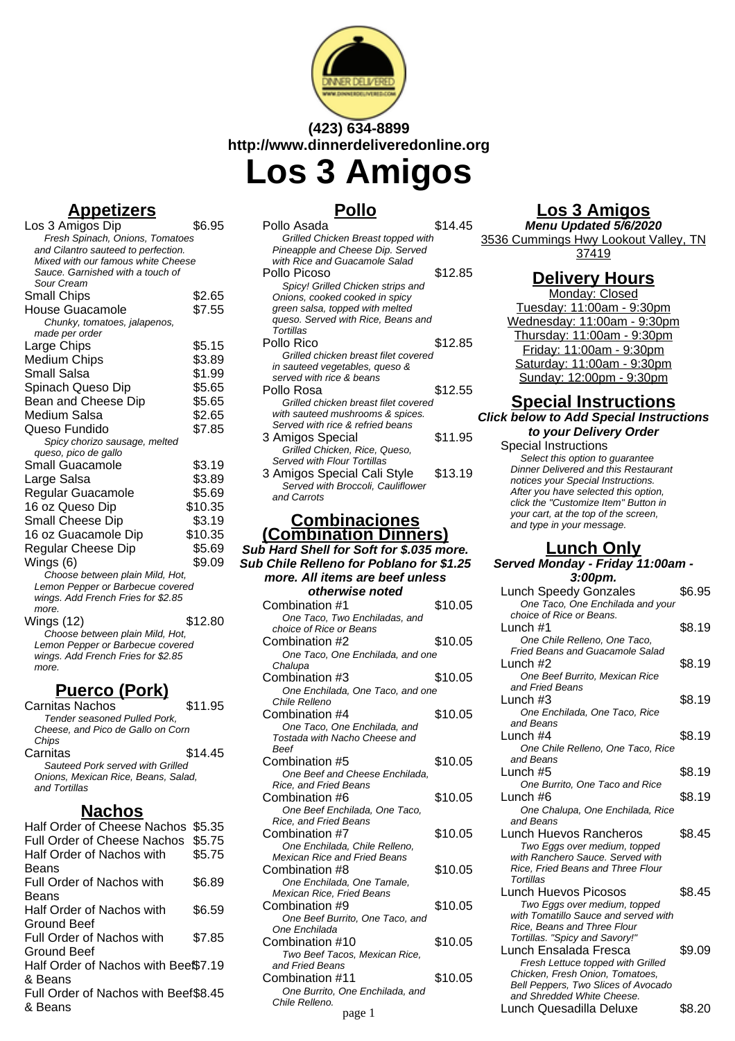**(423) 634-8899**
**http://www.dinnerdeliveredonline.org**

# Los 3 Amigos

## Appetizers

| Item | Price |
|---|---|
| Los 3 Amigos Dip<br>*Fresh Spinach, Onions, Tomatoes and Cilantro sauteed to perfection. Mixed with our famous white Cheese Sauce. Garnished with a touch of Sour Cream* | $6.95 |
| Small Chips | $2.65 |
| House Guacamole<br>*Chunky, tomatoes, jalapenos, made per order* | $7.55 |
| Large Chips | $5.15 |
| Medium Chips | $3.89 |
| Small Salsa | $1.99 |
| Spinach Queso Dip | $5.65 |
| Bean and Cheese Dip | $5.65 |
| Medium Salsa | $2.65 |
| Queso Fundido<br>*Spicy chorizo sausage, melted queso, pico de gallo* | $7.85 |
| Small Guacamole | $3.19 |
| Large Salsa | $3.89 |
| Regular Guacamole | $5.69 |
| 16 oz Queso Dip | $10.35 |
| Small Cheese Dip | $3.19 |
| 16 oz Guacamole Dip | $10.35 |
| Regular Cheese Dip | $5.69 |
| Wings (6)<br>*Choose between plain Mild, Hot, Lemon Pepper or Barbecue covered wings. Add French Fries for $2.85 more.* | $9.09 |
| Wings (12)<br>*Choose between plain Mild, Hot, Lemon Pepper or Barbecue covered wings. Add French Fries for $2.85 more.* | $12.80 |

## Puerco (Pork)

| Item | Price |
|---|---|
| Carnitas Nachos<br>*Tender seasoned Pulled Pork, Cheese, and Pico de Gallo on Corn Chips* | $11.95 |
| Carnitas<br>*Sauteed Pork served with Grilled Onions, Mexican Rice, Beans, Salad, and Tortillas* | $14.45 |

## Nachos

| Item | Price |
|---|---|
| Half Order of Cheese Nachos | $5.35 |
| Full Order of Cheese Nachos | $5.75 |
| Half Order of Nachos with Beans | $5.75 |
| Full Order of Nachos with Beans | $6.89 |
| Half Order of Nachos with Ground Beef | $6.59 |
| Full Order of Nachos with Ground Beef | $7.85 |
| Half Order of Nachos with Beef & Beans | $7.19 |
| Full Order of Nachos with Beef & Beans | $8.45 |

## Pollo

| Item | Price |
|---|---|
| Pollo Asada<br>*Grilled Chicken Breast topped with Pineapple and Cheese Dip. Served with Rice and Guacamole Salad* | $14.45 |
| Pollo Picoso<br>*Spicy! Grilled Chicken strips and Onions, cooked cooked in spicy green salsa, topped with melted queso. Served with Rice, Beans and Tortillas* | $12.85 |
| Pollo Rico<br>*Grilled chicken breast filet covered in sauteed vegetables, queso & served with rice & beans* | $12.85 |
| Pollo Rosa<br>*Grilled chicken breast filet covered with sauteed mushrooms & spices. Served with rice & refried beans* | $12.55 |
| 3 Amigos Special<br>*Grilled Chicken, Rice, Queso, Served with Flour Tortillas* | $11.95 |
| 3 Amigos Special Cali Style<br>*Served with Broccoli, Cauliflower and Carrots* | $13.19 |

## Combinaciones (Combination Dinners)

***Sub Hard Shell for Soft for $.035 more. Sub Chile Relleno for Poblano for $1.25 more. All items are beef unless otherwise noted***

| Item | Price |
|---|---|
| Combination #1<br>*One Taco, Two Enchiladas, and choice of Rice or Beans* | $10.05 |
| Combination #2<br>*One Taco, One Enchilada, and one Chalupa* | $10.05 |
| Combination #3<br>*One Enchilada, One Taco, and one Chile Relleno* | $10.05 |
| Combination #4<br>*One Taco, One Enchilada, and Tostada with Nacho Cheese and Beef* | $10.05 |
| Combination #5<br>*One Beef and Cheese Enchilada, Rice, and Fried Beans* | $10.05 |
| Combination #6<br>*One Beef Enchilada, One Taco, Rice, and Fried Beans* | $10.05 |
| Combination #7<br>*One Enchilada, Chile Relleno, Mexican Rice and Fried Beans* | $10.05 |
| Combination #8<br>*One Enchilada, One Tamale, Mexican Rice, Fried Beans* | $10.05 |
| Combination #9<br>*One Beef Burrito, One Taco, and One Enchilada* | $10.05 |
| Combination #10<br>*Two Beef Tacos, Mexican Rice, and Fried Beans* | $10.05 |
| Combination #11<br>*One Burrito, One Enchilada, and Chile Relleno.* | $10.05 |

## Los 3 Amigos

**Menu Updated 5/6/2020**

3536 Cummings Hwy Lookout Valley, TN 37419

## Delivery Hours

Monday: Closed
Tuesday: 11:00am - 9:30pm
Wednesday: 11:00am - 9:30pm
Thursday: 11:00am - 9:30pm
Friday: 11:00am - 9:30pm
Saturday: 11:00am - 9:30pm
Sunday: 12:00pm - 9:30pm

## Special Instructions

***Click below to Add Special Instructions to your Delivery Order***

Special Instructions
*Select this option to guarantee Dinner Delivered and this Restaurant notices your Special Instructions. After you have selected this option, click the "Customize Item" Button in your cart, at the top of the screen, and type in your message.*

## Lunch Only

***Served Monday - Friday 11:00am - 3:00pm.***

| Item | Price |
|---|---|
| Lunch Speedy Gonzales<br>*One Taco, One Enchilada and your choice of Rice or Beans.* | $6.95 |
| Lunch #1<br>*One Chile Relleno, One Taco, Fried Beans and Guacamole Salad* | $8.19 |
| Lunch #2<br>*One Beef Burrito, Mexican Rice and Fried Beans* | $8.19 |
| Lunch #3<br>*One Enchilada, One Taco, Rice and Beans* | $8.19 |
| Lunch #4<br>*One Chile Relleno, One Taco, Rice and Beans* | $8.19 |
| Lunch #5<br>*One Burrito, One Taco and Rice* | $8.19 |
| Lunch #6<br>*One Chalupa, One Enchilada, Rice and Beans* | $8.19 |
| Lunch Huevos Rancheros<br>*Two Eggs over medium, topped with Ranchero Sauce. Served with Rice, Fried Beans and Three Flour Tortillas* | $8.45 |
| Lunch Huevos Picosos<br>*Two Eggs over medium, topped with Tomatillo Sauce and served with Rice, Beans and Three Flour Tortillas. "Spicy and Savory!"* | $8.45 |
| Lunch Ensalada Fresca<br>*Fresh Lettuce topped with Grilled Chicken, Fresh Onion, Tomatoes, Bell Peppers, Two Slices of Avocado and Shredded White Cheese.* | $9.09 |
| Lunch Quesadilla Deluxe | $8.20 |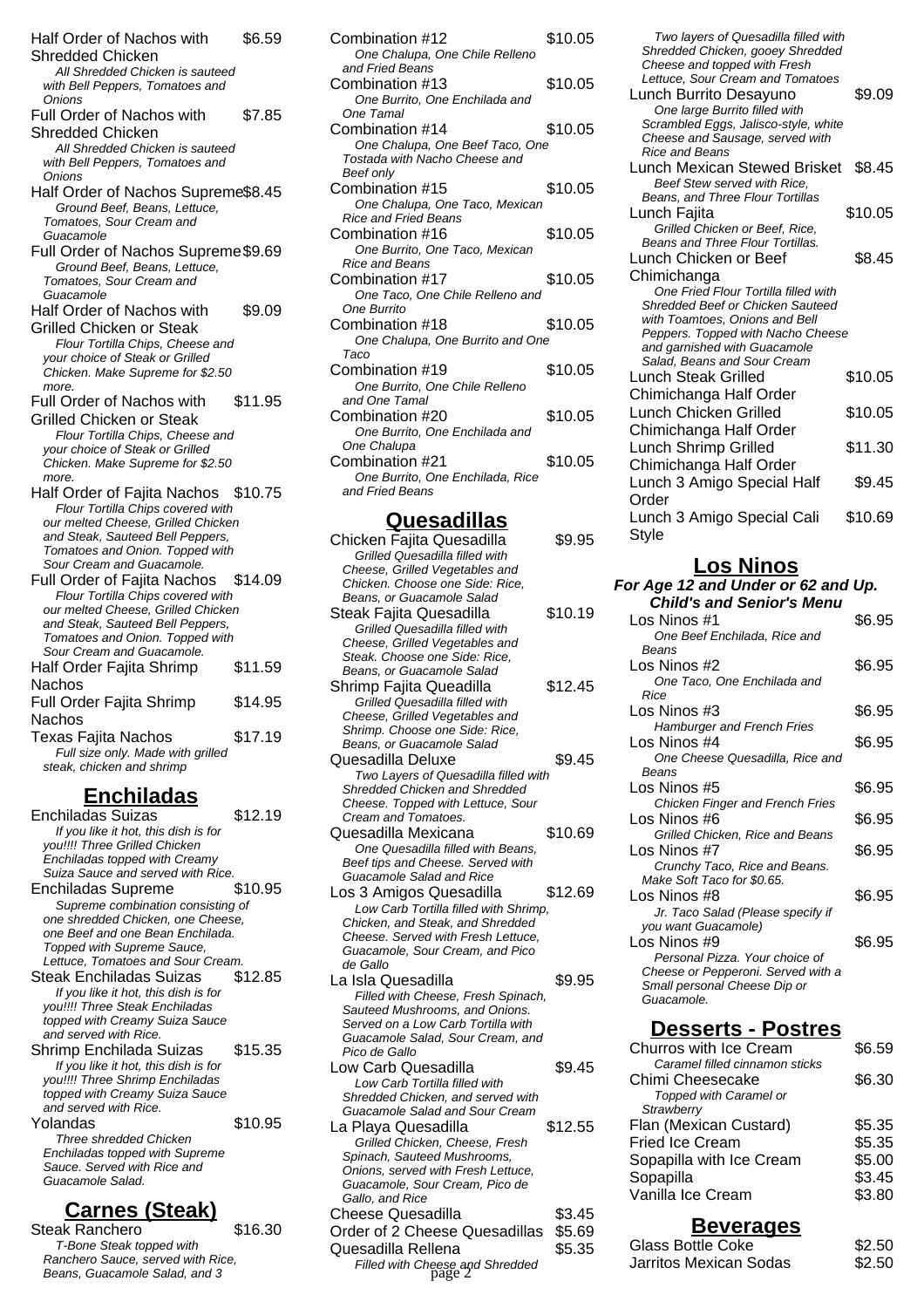Half Order of Nachos with Shredded Chicken $6.59
*All Shredded Chicken is sauteed with Bell Peppers, Tomatoes and Onions*

Full Order of Nachos with Shredded Chicken $7.85
*All Shredded Chicken is sauteed with Bell Peppers, Tomatoes and Onions*

Half Order of Nachos Supreme $8.45
*Ground Beef, Beans, Lettuce, Tomatoes, Sour Cream and Guacamole*

Full Order of Nachos Supreme $9.69
*Ground Beef, Beans, Lettuce, Tomatoes, Sour Cream and Guacamole*

Half Order of Nachos with Grilled Chicken or Steak $9.09
*Flour Tortilla Chips, Cheese and your choice of Steak or Grilled Chicken. Make Supreme for $2.50 more.*

Full Order of Nachos with Grilled Chicken or Steak $11.95
*Flour Tortilla Chips, Cheese and your choice of Steak or Grilled Chicken. Make Supreme for $2.50 more.*

Half Order of Fajita Nachos $10.75
*Flour Tortilla Chips covered with our melted Cheese, Grilled Chicken and Steak, Sauteed Bell Peppers, Tomatoes and Onion. Topped with Sour Cream and Guacamole.*

Full Order of Fajita Nachos $14.09
*Flour Tortilla Chips covered with our melted Cheese, Grilled Chicken and Steak, Sauteed Bell Peppers, Tomatoes and Onion. Topped with Sour Cream and Guacamole.*

Half Order Fajita Shrimp Nachos $11.59

Full Order Fajita Shrimp Nachos $14.95

Texas Fajita Nachos $17.19
*Full size only. Made with grilled steak, chicken and shrimp*

## Enchiladas

Enchiladas Suizas $12.19
*If you like it hot, this dish is for you!!!! Three Grilled Chicken Enchiladas topped with Creamy Suiza Sauce and served with Rice.*

Enchiladas Supreme $10.95
*Supreme combination consisting of one shredded Chicken, one Cheese, one Beef and one Bean Enchilada. Topped with Supreme Sauce, Lettuce, Tomatoes and Sour Cream.*

Steak Enchiladas Suizas $12.85
*If you like it hot, this dish is for you!!!! Three Steak Enchiladas topped with Creamy Suiza Sauce and served with Rice.*

Shrimp Enchilada Suizas $15.35
*If you like it hot, this dish is for you!!!! Three Shrimp Enchiladas topped with Creamy Suiza Sauce and served with Rice.*

Yolandas $10.95
*Three shredded Chicken Enchiladas topped with Supreme Sauce. Served with Rice and Guacamole Salad.*

## Carnes (Steak)

Steak Ranchero $16.30
*T-Bone Steak topped with Ranchero Sauce, served with Rice, Beans, Guacamole Salad, and 3*

Combination #12 $10.05
*One Chalupa, One Chile Relleno and Fried Beans*

Combination #13 $10.05
*One Burrito, One Enchilada and One Tamal*

Combination #14 $10.05
*One Chalupa, One Beef Taco, One Tostada with Nacho Cheese and Beef only*

Combination #15 $10.05
*One Chalupa, One Taco, Mexican Rice and Fried Beans*

Combination #16 $10.05
*One Burrito, One Taco, Mexican Rice and Beans*

Combination #17 $10.05
*One Taco, One Chile Relleno and One Burrito*

Combination #18 $10.05
*One Chalupa, One Burrito and One Taco*

Combination #19 $10.05
*One Burrito, One Chile Relleno and One Tamal*

Combination #20 $10.05
*One Burrito, One Enchilada and One Chalupa*

Combination #21 $10.05
*One Burrito, One Enchilada, Rice and Fried Beans*

## Quesadillas

Chicken Fajita Quesadilla $9.95
*Grilled Quesadilla filled with Cheese, Grilled Vegetables and Chicken. Choose one Side: Rice, Beans, or Guacamole Salad*

Steak Fajita Quesadilla $10.19
*Grilled Quesadilla filled with Cheese, Grilled Vegetables and Steak. Choose one Side: Rice, Beans, or Guacamole Salad*

Shrimp Fajita Queadilla $12.45
*Grilled Quesadilla filled with Cheese, Grilled Vegetables and Shrimp. Choose one Side: Rice, Beans, or Guacamole Salad*

Quesadilla Deluxe $9.45
*Two Layers of Quesadilla filled with Shredded Chicken and Shredded Cheese. Topped with Lettuce, Sour Cream and Tomatoes.*

Quesadilla Mexicana $10.69
*One Quesadilla filled with Beans, Beef tips and Cheese. Served with Guacamole Salad and Rice*

Los 3 Amigos Quesadilla $12.69
*Low Carb Tortilla filled with Shrimp, Chicken, and Steak, and Shredded Cheese. Served with Fresh Lettuce, Guacamole, Sour Cream, and Pico de Gallo*

La Isla Quesadilla $9.95
*Filled with Cheese, Fresh Spinach, Sauteed Mushrooms, and Onions. Served on a Low Carb Tortilla with Guacamole Salad, Sour Cream, and Pico de Gallo*

Low Carb Quesadilla $9.45
*Low Carb Tortilla filled with Shredded Chicken, and served with Guacamole Salad and Sour Cream*

La Playa Quesadilla $12.55
*Grilled Chicken, Cheese, Fresh Spinach, Sauteed Mushrooms, Onions, served with Fresh Lettuce, Guacamole, Sour Cream, Pico de Gallo, and Rice*

Cheese Quesadilla $3.45

Order of 2 Cheese Quesadillas $5.69

Quesadilla Rellena $5.35
*Filled with Cheese and Shredded*

*Two layers of Quesadilla filled with Shredded Chicken, gooey Shredded Cheese and topped with Fresh Lettuce, Sour Cream and Tomatoes*

Lunch Burrito Desayuno $9.09
*One large Burrito filled with Scrambled Eggs, Jalisco-style, white Cheese and Sausage, served with Rice and Beans*

Lunch Mexican Stewed Brisket $8.45
*Beef Stew served with Rice, Beans, and Three Flour Tortillas*

Lunch Fajita $10.05
*Grilled Chicken or Beef, Rice, Beans and Three Flour Tortillas.*

Lunch Chicken or Beef Chimichanga $8.45
*One Fried Flour Tortilla filled with Shredded Beef or Chicken Sauteed with Toamtoes, Onions and Bell Peppers. Topped with Nacho Cheese and garnished with Guacamole Salad, Beans and Sour Cream*

Lunch Steak Grilled Chimichanga Half Order $10.05

Lunch Chicken Grilled Chimichanga Half Order $10.05

Lunch Shrimp Grilled Chimichanga Half Order $11.30

Lunch 3 Amigo Special Half Order $9.45

Lunch 3 Amigo Special Cali Style $10.69

## Los Ninos

***For Age 12 and Under or 62 and Up.***
***Child's and Senior's Menu***

Los Ninos #1 $6.95
*One Beef Enchilada, Rice and Beans*

Los Ninos #2 $6.95
*One Taco, One Enchilada and Rice*

Los Ninos #3 $6.95
*Hamburger and French Fries*

Los Ninos #4 $6.95
*One Cheese Quesadilla, Rice and Beans*

Los Ninos #5 $6.95
*Chicken Finger and French Fries*

Los Ninos #6 $6.95
*Grilled Chicken, Rice and Beans*

Los Ninos #7 $6.95
*Crunchy Taco, Rice and Beans. Make Soft Taco for $0.65.*

Los Ninos #8 $6.95
*Jr. Taco Salad (Please specify if you want Guacamole)*

Los Ninos #9 $6.95
*Personal Pizza. Your choice of Cheese or Pepperoni. Served with a Small personal Cheese Dip or Guacamole.*

## Desserts - Postres

Churros with Ice Cream $6.59
*Caramel filled cinnamon sticks*

Chimi Cheesecake $6.30
*Topped with Caramel or Strawberry*

Flan (Mexican Custard) $5.35

Fried Ice Cream $5.35

Sopapilla with Ice Cream $5.00

Sopapilla $3.45

Vanilla Ice Cream $3.80

## Beverages

Glass Bottle Coke $2.50

Jarritos Mexican Sodas $2.50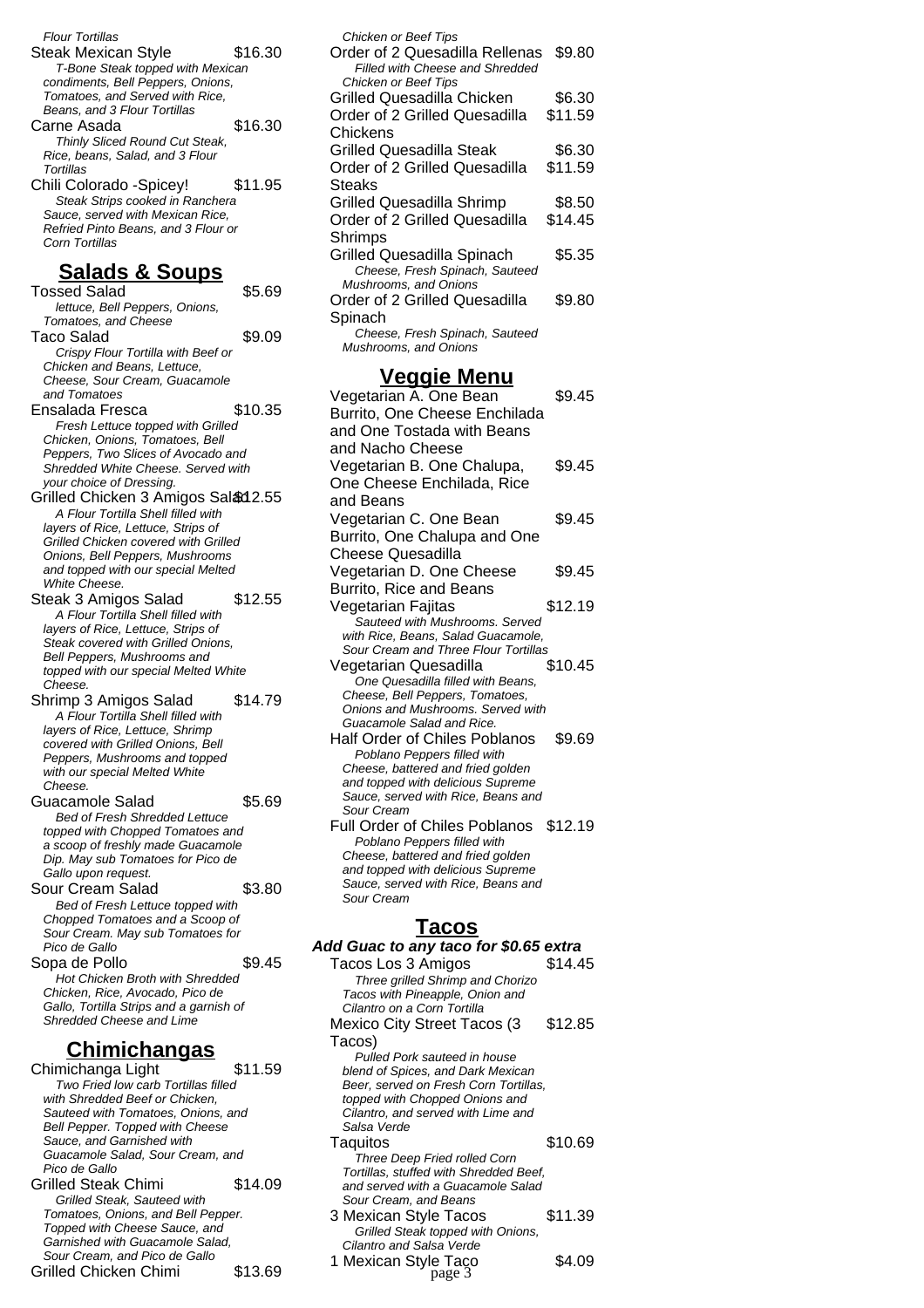*Flour Tortillas*

Steak Mexican Style $16.30
*T-Bone Steak topped with Mexican condiments, Bell Peppers, Onions, Tomatoes, and Served with Rice, Beans, and 3 Flour Tortillas*

Carne Asada $16.30
*Thinly Sliced Round Cut Steak, Rice, beans, Salad, and 3 Flour Tortillas*

Chili Colorado -Spicey! $11.95
*Steak Strips cooked in Ranchera Sauce, served with Mexican Rice, Refried Pinto Beans, and 3 Flour or Corn Tortillas*

## Salads & Soups

Tossed Salad $5.69
*lettuce, Bell Peppers, Onions, Tomatoes, and Cheese*

Taco Salad $9.09
*Crispy Flour Tortilla with Beef or Chicken and Beans, Lettuce, Cheese, Sour Cream, Guacamole and Tomatoes*

Ensalada Fresca $10.35
*Fresh Lettuce topped with Grilled Chicken, Onions, Tomatoes, Bell Peppers, Two Slices of Avocado and Shredded White Cheese. Served with your choice of Dressing.*

Grilled Chicken 3 Amigos Salad $12.55
*A Flour Tortilla Shell filled with layers of Rice, Lettuce, Strips of Grilled Chicken covered with Grilled Onions, Bell Peppers, Mushrooms and topped with our special Melted White Cheese.*

Steak 3 Amigos Salad $12.55
*A Flour Tortilla Shell filled with layers of Rice, Lettuce, Strips of Steak covered with Grilled Onions, Bell Peppers, Mushrooms and topped with our special Melted White Cheese.*

Shrimp 3 Amigos Salad $14.79
*A Flour Tortilla Shell filled with layers of Rice, Lettuce, Shrimp covered with Grilled Onions, Bell Peppers, Mushrooms and topped with our special Melted White Cheese.*

Guacamole Salad $5.69
*Bed of Fresh Shredded Lettuce topped with Chopped Tomatoes and a scoop of freshly made Guacamole Dip. May sub Tomatoes for Pico de Gallo upon request.*

Sour Cream Salad $3.80
*Bed of Fresh Lettuce topped with Chopped Tomatoes and a Scoop of Sour Cream. May sub Tomatoes for Pico de Gallo*

Sopa de Pollo $9.45
*Hot Chicken Broth with Shredded Chicken, Rice, Avocado, Pico de Gallo, Tortilla Strips and a garnish of Shredded Cheese and Lime*

## Chimichangas

Chimichanga Light $11.59
*Two Fried low carb Tortillas filled with Shredded Beef or Chicken, Sauteed with Tomatoes, Onions, and Bell Pepper. Topped with Cheese Sauce, and Garnished with Guacamole Salad, Sour Cream, and Pico de Gallo*

Grilled Steak Chimi $14.09
*Grilled Steak, Sauteed with Tomatoes, Onions, and Bell Pepper. Topped with Cheese Sauce, and Garnished with Guacamole Salad, Sour Cream, and Pico de Gallo*

Grilled Chicken Chimi $13.69
*Chicken or Beef Tips*

Order of 2 Quesadilla Rellenas $9.80
*Filled with Cheese and Shredded Chicken or Beef Tips*

Grilled Quesadilla Chicken $6.30

Order of 2 Grilled Quesadilla Chickens $11.59

Grilled Quesadilla Steak $6.30

Order of 2 Grilled Quesadilla Steaks $11.59

Grilled Quesadilla Shrimp $8.50

Order of 2 Grilled Quesadilla Shrimps $14.45

Grilled Quesadilla Spinach $5.35
*Cheese, Fresh Spinach, Sauteed Mushrooms, and Onions*

Order of 2 Grilled Quesadilla Spinach $9.80
*Cheese, Fresh Spinach, Sauteed Mushrooms, and Onions*

## Veggie Menu

Vegetarian A. One Bean Burrito, One Cheese Enchilada and One Tostada with Beans and Nacho Cheese $9.45

Vegetarian B. One Chalupa, One Cheese Enchilada, Rice and Beans $9.45

Vegetarian C. One Bean Burrito, One Chalupa and One Cheese Quesadilla $9.45

Vegetarian D. One Cheese Burrito, Rice and Beans $9.45

Vegetarian Fajitas $12.19
*Sauteed with Mushrooms. Served with Rice, Beans, Salad Guacamole, Sour Cream and Three Flour Tortillas*

Vegetarian Quesadilla $10.45
*One Quesadilla filled with Beans, Cheese, Bell Peppers, Tomatoes, Onions and Mushrooms. Served with Guacamole Salad and Rice.*

Half Order of Chiles Poblanos $9.69
*Poblano Peppers filled with Cheese, battered and fried golden and topped with delicious Supreme Sauce, served with Rice, Beans and Sour Cream*

Full Order of Chiles Poblanos $12.19
*Poblano Peppers filled with Cheese, battered and fried golden and topped with delicious Supreme Sauce, served with Rice, Beans and Sour Cream*

## Tacos

***Add Guac to any taco for $0.65 extra***

Tacos Los 3 Amigos $14.45
*Three grilled Shrimp and Chorizo Tacos with Pineapple, Onion and Cilantro on a Corn Tortilla*

Mexico City Street Tacos (3 Tacos) $12.85
*Pulled Pork sauteed in house blend of Spices, and Dark Mexican Beer, served on Fresh Corn Tortillas, topped with Chopped Onions and Cilantro, and served with Lime and Salsa Verde*

Taquitos $10.69
*Three Deep Fried rolled Corn Tortillas, stuffed with Shredded Beef, and served with a Guacamole Salad Sour Cream, and Beans*

3 Mexican Style Tacos $11.39
*Grilled Steak topped with Onions, Cilantro and Salsa Verde*

1 Mexican Style Taco $4.09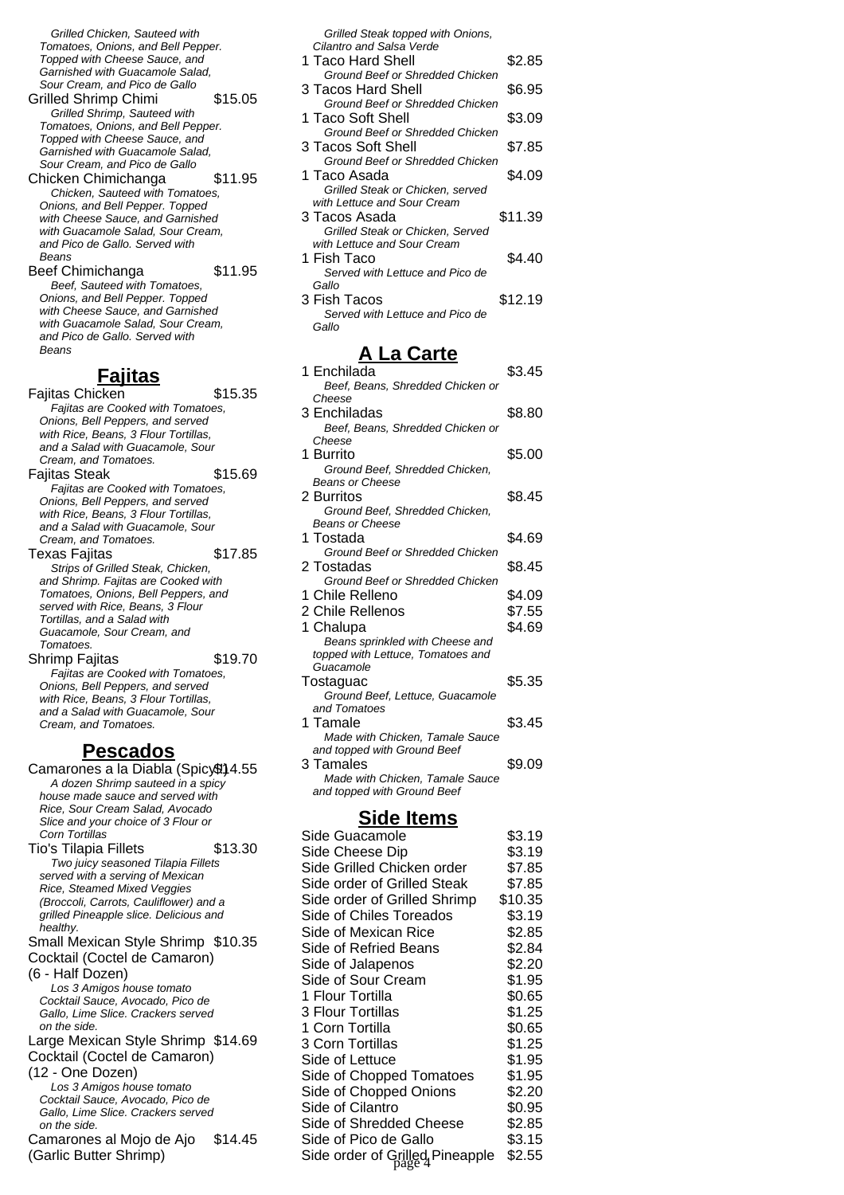*Grilled Chicken, Sauteed with Tomatoes, Onions, and Bell Pepper. Topped with Cheese Sauce, and Garnished with Guacamole Salad, Sour Cream, and Pico de Gallo*

Grilled Shrimp Chimi $15.05
*Grilled Shrimp, Sauteed with Tomatoes, Onions, and Bell Pepper. Topped with Cheese Sauce, and Garnished with Guacamole Salad, Sour Cream, and Pico de Gallo*

Chicken Chimichanga $11.95
*Chicken, Sauteed with Tomatoes, Onions, and Bell Pepper. Topped with Cheese Sauce, and Garnished with Guacamole Salad, Sour Cream, and Pico de Gallo. Served with Beans*

Beef Chimichanga $11.95
*Beef, Sauteed with Tomatoes, Onions, and Bell Pepper. Topped with Cheese Sauce, and Garnished with Guacamole Salad, Sour Cream, and Pico de Gallo. Served with Beans*

## Fajitas

Fajitas Chicken $15.35
*Fajitas are Cooked with Tomatoes, Onions, Bell Peppers, and served with Rice, Beans, 3 Flour Tortillas, and a Salad with Guacamole, Sour Cream, and Tomatoes.*

Fajitas Steak $15.69
*Fajitas are Cooked with Tomatoes, Onions, Bell Peppers, and served with Rice, Beans, 3 Flour Tortillas, and a Salad with Guacamole, Sour Cream, and Tomatoes.*

Texas Fajitas $17.85
*Strips of Grilled Steak, Chicken, and Shrimp. Fajitas are Cooked with Tomatoes, Onions, Bell Peppers, and served with Rice, Beans, 3 Flour Tortillas, and a Salad with Guacamole, Sour Cream, and Tomatoes.*

Shrimp Fajitas $19.70
*Fajitas are Cooked with Tomatoes, Onions, Bell Peppers, and served with Rice, Beans, 3 Flour Tortillas, and a Salad with Guacamole, Sour Cream, and Tomatoes.*

## Pescados

Camarones a la Diabla (Spicy!) $14.55
*A dozen Shrimp sauteed in a spicy house made sauce and served with Rice, Sour Cream Salad, Avocado Slice and your choice of 3 Flour or Corn Tortillas*

Tio's Tilapia Fillets $13.30
*Two juicy seasoned Tilapia Fillets served with a serving of Mexican Rice, Steamed Mixed Veggies (Broccoli, Carrots, Cauliflower) and a grilled Pineapple slice. Delicious and healthy.*

Small Mexican Style Shrimp Cocktail (Coctel de Camaron) (6 - Half Dozen) $10.35
*Los 3 Amigos house tomato Cocktail Sauce, Avocado, Pico de Gallo, Lime Slice. Crackers served on the side.*

Large Mexican Style Shrimp Cocktail (Coctel de Camaron) (12 - One Dozen) $14.69
*Los 3 Amigos house tomato Cocktail Sauce, Avocado, Pico de Gallo, Lime Slice. Crackers served on the side.*

Camarones al Mojo de Ajo (Garlic Butter Shrimp) $14.45

*Grilled Steak topped with Onions, Cilantro and Salsa Verde*

1 Taco Hard Shell $2.85
*Ground Beef or Shredded Chicken*

3 Tacos Hard Shell $6.95
*Ground Beef or Shredded Chicken*

1 Taco Soft Shell $3.09
*Ground Beef or Shredded Chicken*

3 Tacos Soft Shell $7.85
*Ground Beef or Shredded Chicken*

1 Taco Asada $4.09
*Grilled Steak or Chicken, served with Lettuce and Sour Cream*

3 Tacos Asada $11.39
*Grilled Steak or Chicken, Served with Lettuce and Sour Cream*

1 Fish Taco $4.40
*Served with Lettuce and Pico de Gallo*

3 Fish Tacos $12.19
*Served with Lettuce and Pico de Gallo*

## A La Carte

1 Enchilada $3.45
*Beef, Beans, Shredded Chicken or Cheese*

3 Enchiladas $8.80
*Beef, Beans, Shredded Chicken or Cheese*

1 Burrito $5.00
*Ground Beef, Shredded Chicken, Beans or Cheese*

2 Burritos $8.45
*Ground Beef, Shredded Chicken, Beans or Cheese*

1 Tostada $4.69
*Ground Beef or Shredded Chicken*

2 Tostadas $8.45
*Ground Beef or Shredded Chicken*

1 Chile Relleno $4.09

2 Chile Rellenos $7.55

1 Chalupa $4.69
*Beans sprinkled with Cheese and topped with Lettuce, Tomatoes and Guacamole*

Tostaguac $5.35
*Ground Beef, Lettuce, Guacamole and Tomatoes*

1 Tamale $3.45
*Made with Chicken, Tamale Sauce and topped with Ground Beef*

3 Tamales $9.09
*Made with Chicken, Tamale Sauce and topped with Ground Beef*

## Side Items

| Item | Price |
|---|---|
| Side Guacamole | $3.19 |
| Side Cheese Dip | $3.19 |
| Side Grilled Chicken order | $7.85 |
| Side order of Grilled Steak | $7.85 |
| Side order of Grilled Shrimp | $10.35 |
| Side of Chiles Toreados | $3.19 |
| Side of Mexican Rice | $2.85 |
| Side of Refried Beans | $2.84 |
| Side of Jalapenos | $2.20 |
| Side of Sour Cream | $1.95 |
| 1 Flour Tortilla | $0.65 |
| 3 Flour Tortillas | $1.25 |
| 1 Corn Tortilla | $0.65 |
| 3 Corn Tortillas | $1.25 |
| Side of Lettuce | $1.95 |
| Side of Chopped Tomatoes | $1.95 |
| Side of Chopped Onions | $2.20 |
| Side of Cilantro | $0.95 |
| Side of Shredded Cheese | $2.85 |
| Side of Pico de Gallo | $3.15 |
| Side order of Grilled Pineapple | $2.55 |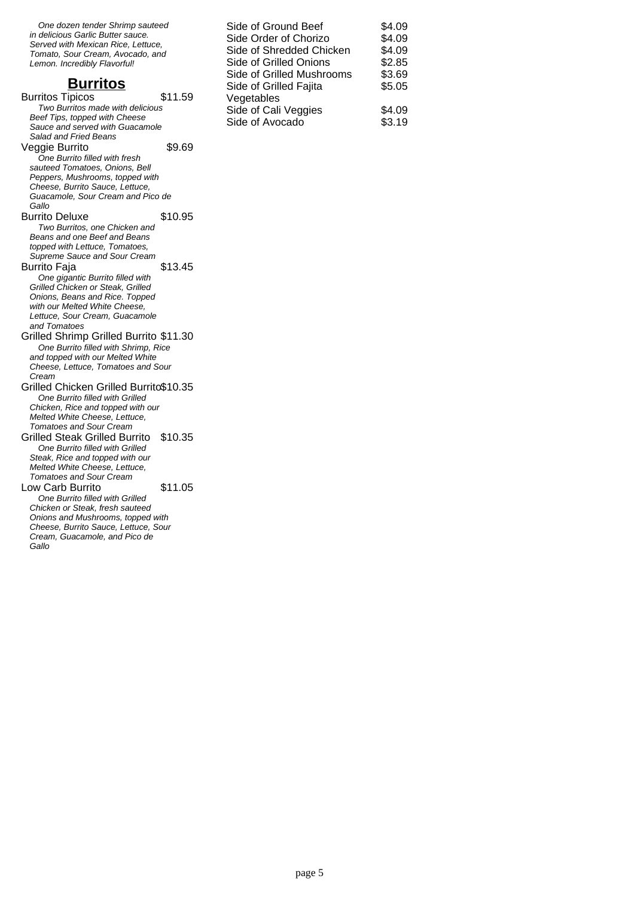*One dozen tender Shrimp sauteed in delicious Garlic Butter sauce. Served with Mexican Rice, Lettuce, Tomato, Sour Cream, Avocado, and Lemon. Incredibly Flavorful!*

## Burritos

**Burritos Tipicos** $11.59
*Two Burritos made with delicious Beef Tips, topped with Cheese Sauce and served with Guacamole Salad and Fried Beans*

**Veggie Burrito** $9.69
*One Burrito filled with fresh sauteed Tomatoes, Onions, Bell Peppers, Mushrooms, topped with Cheese, Burrito Sauce, Lettuce, Guacamole, Sour Cream and Pico de Gallo*

**Burrito Deluxe** $10.95
*Two Burritos, one Chicken and Beans and one Beef and Beans topped with Lettuce, Tomatoes, Supreme Sauce and Sour Cream*

**Burrito Faja** $13.45
*One gigantic Burrito filled with Grilled Chicken or Steak, Grilled Onions, Beans and Rice. Topped with our Melted White Cheese, Lettuce, Sour Cream, Guacamole and Tomatoes*

**Grilled Shrimp Grilled Burrito** $11.30
*One Burrito filled with Shrimp, Rice and topped with our Melted White Cheese, Lettuce, Tomatoes and Sour Cream*

**Grilled Chicken Grilled Burrito** $10.35
*One Burrito filled with Grilled Chicken, Rice and topped with our Melted White Cheese, Lettuce, Tomatoes and Sour Cream*

**Grilled Steak Grilled Burrito** $10.35
*One Burrito filled with Grilled Steak, Rice and topped with our Melted White Cheese, Lettuce, Tomatoes and Sour Cream*

**Low Carb Burrito** $11.05
*One Burrito filled with Grilled Chicken or Steak, fresh sauteed Onions and Mushrooms, topped with Cheese, Burrito Sauce, Lettuce, Sour Cream, Guacamole, and Pico de Gallo*

| | |
|---|---|
| Side of Ground Beef | $4.09 |
| Side Order of Chorizo | $4.09 |
| Side of Shredded Chicken | $4.09 |
| Side of Grilled Onions | $2.85 |
| Side of Grilled Mushrooms | $3.69 |
| Side of Grilled Fajita Vegetables | $5.05 |
| Side of Cali Veggies | $4.09 |
| Side of Avocado | $3.19 |